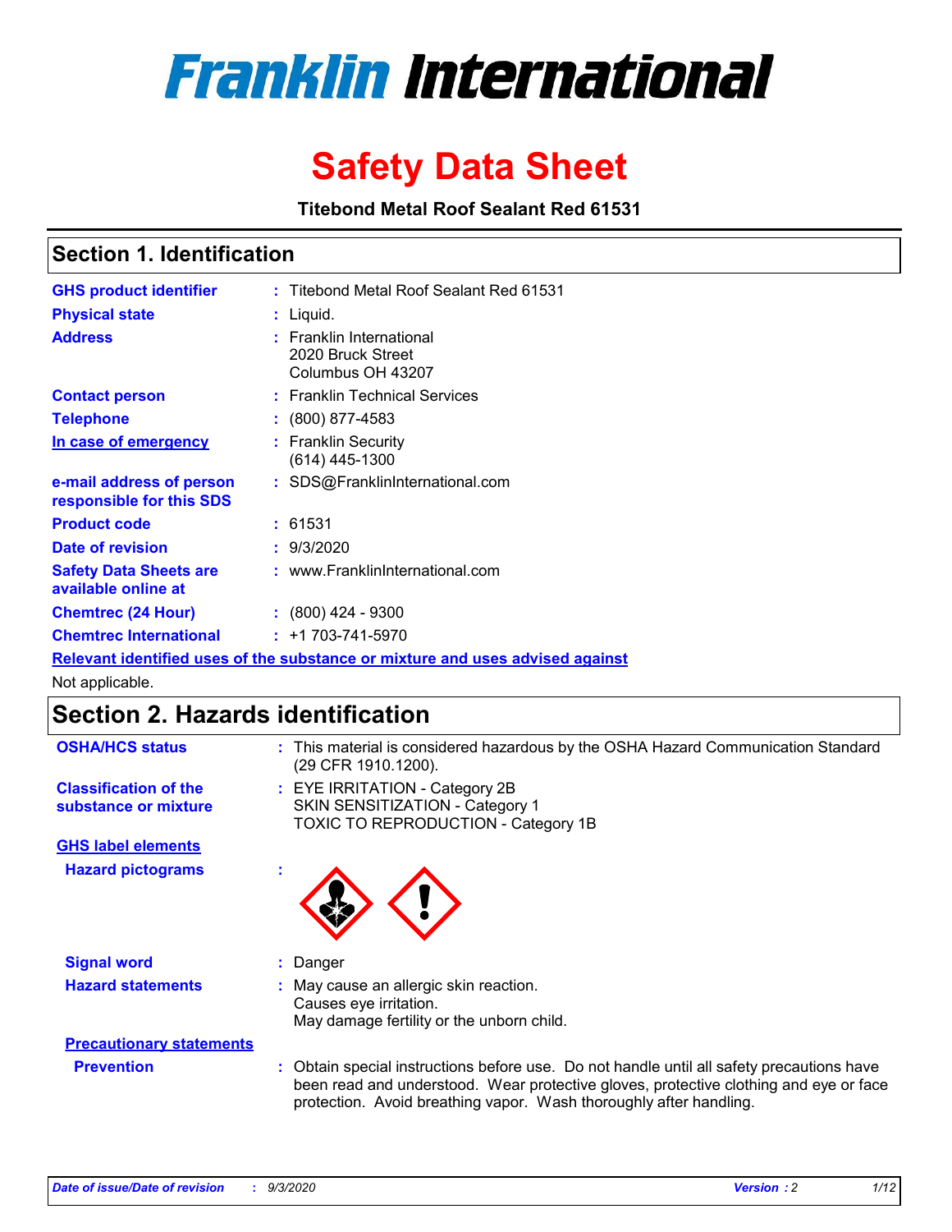# Franklin International

# Safety Data Sheet

**Titebond Metal Roof Sealant Red 61531**

## Section 1. Identification

| | | |
|---|---|---|
| **GHS product identifier** | : | Titebond Metal Roof Sealant Red 61531 |
| **Physical state** | : | Liquid. |
| **Address** | : | Franklin International<br>2020 Bruck Street<br>Columbus OH 43207 |
| **Contact person** | : | Franklin Technical Services |
| **Telephone** | : | (800) 877-4583 |
| **In case of emergency** | : | Franklin Security<br>(614) 445-1300 |
| **e-mail address of person responsible for this SDS** | : | SDS@FranklinInternational.com |
| **Product code** | : | 61531 |
| **Date of revision** | : | 9/3/2020 |
| **Safety Data Sheets are available online at** | : | www.FranklinInternational.com |
| **Chemtrec (24 Hour)** | : | (800) 424 - 9300 |
| **Chemtrec International** | : | +1 703-741-5970 |

**Relevant identified uses of the substance or mixture and uses advised against**

Not applicable.

## Section 2. Hazards identification

**OSHA/HCS status** : This material is considered hazardous by the OSHA Hazard Communication Standard (29 CFR 1910.1200).

**Classification of the substance or mixture** : EYE IRRITATION - Category 2B
SKIN SENSITIZATION - Category 1
TOXIC TO REPRODUCTION - Category 1B

**GHS label elements**

**Hazard pictograms** :

**Signal word** : Danger

**Hazard statements** : May cause an allergic skin reaction.
Causes eye irritation.
May damage fertility or the unborn child.

**Precautionary statements**

**Prevention** : Obtain special instructions before use. Do not handle until all safety precautions have been read and understood. Wear protective gloves, protective clothing and eye or face protection. Avoid breathing vapor. Wash thoroughly after handling.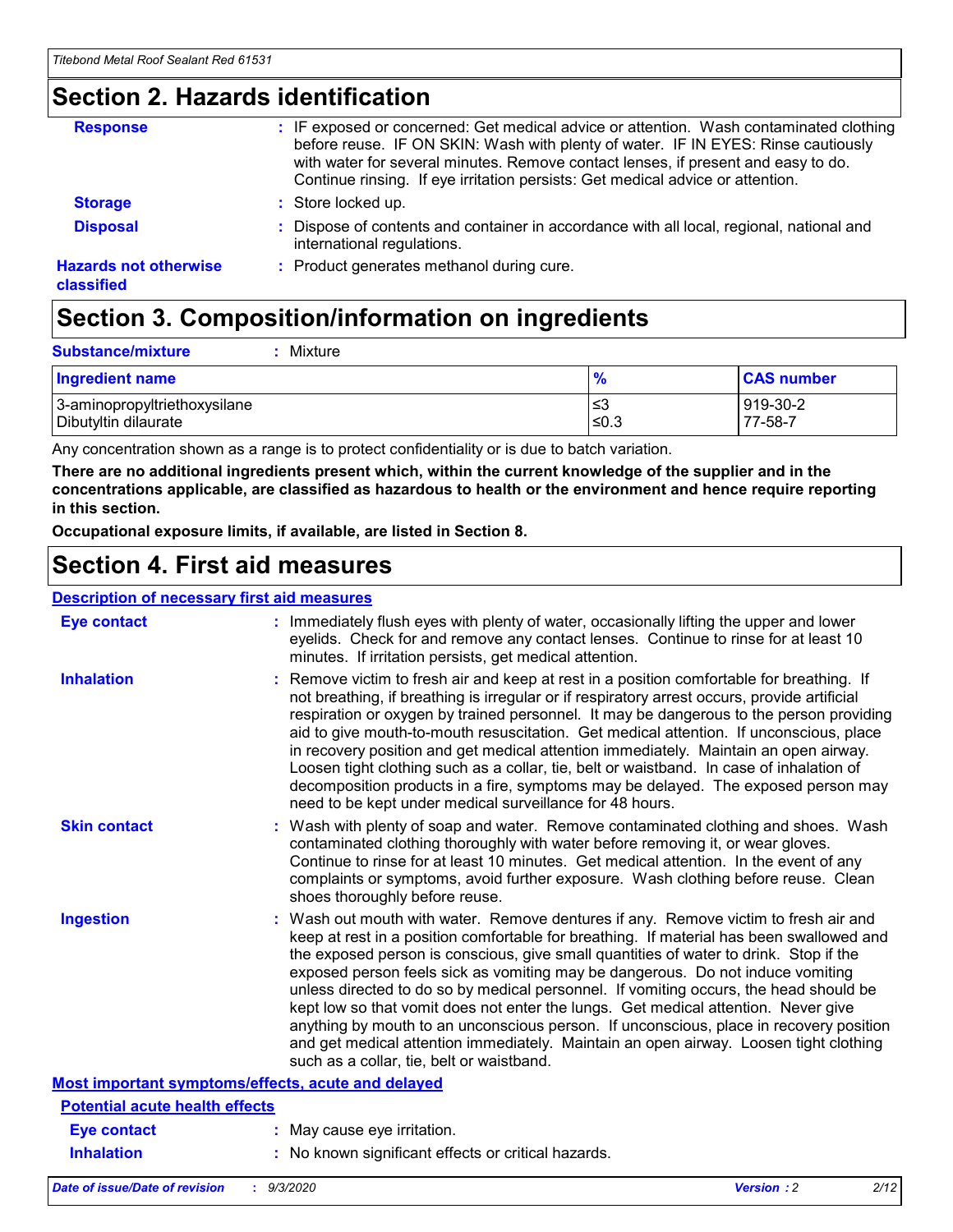## Section 2. Hazards identification

| | |
|---|---|
| **Response** | : IF exposed or concerned: Get medical advice or attention. Wash contaminated clothing before reuse. IF ON SKIN: Wash with plenty of water. IF IN EYES: Rinse cautiously with water for several minutes. Remove contact lenses, if present and easy to do. Continue rinsing. If eye irritation persists: Get medical advice or attention. |
| **Storage** | : Store locked up. |
| **Disposal** | : Dispose of contents and container in accordance with all local, regional, national and international regulations. |
| **Hazards not otherwise classified** | : Product generates methanol during cure. |

## Section 3. Composition/information on ingredients

**Substance/mixture** : Mixture

| Ingredient name | % | CAS number |
|---|---|---|
| 3-aminopropyltriethoxysilane | ≤3 | 919-30-2 |
| Dibutyltin dilaurate | ≤0.3 | 77-58-7 |

Any concentration shown as a range is to protect confidentiality or is due to batch variation.

**There are no additional ingredients present which, within the current knowledge of the supplier and in the concentrations applicable, are classified as hazardous to health or the environment and hence require reporting in this section.**

**Occupational exposure limits, if available, are listed in Section 8.**

## Section 4. First aid measures

### Description of necessary first aid measures

| | |
|---|---|
| **Eye contact** | : Immediately flush eyes with plenty of water, occasionally lifting the upper and lower eyelids. Check for and remove any contact lenses. Continue to rinse for at least 10 minutes. If irritation persists, get medical attention. |
| **Inhalation** | : Remove victim to fresh air and keep at rest in a position comfortable for breathing. If not breathing, if breathing is irregular or if respiratory arrest occurs, provide artificial respiration or oxygen by trained personnel. It may be dangerous to the person providing aid to give mouth-to-mouth resuscitation. Get medical attention. If unconscious, place in recovery position and get medical attention immediately. Maintain an open airway. Loosen tight clothing such as a collar, tie, belt or waistband. In case of inhalation of decomposition products in a fire, symptoms may be delayed. The exposed person may need to be kept under medical surveillance for 48 hours. |
| **Skin contact** | : Wash with plenty of soap and water. Remove contaminated clothing and shoes. Wash contaminated clothing thoroughly with water before removing it, or wear gloves. Continue to rinse for at least 10 minutes. Get medical attention. In the event of any complaints or symptoms, avoid further exposure. Wash clothing before reuse. Clean shoes thoroughly before reuse. |
| **Ingestion** | : Wash out mouth with water. Remove dentures if any. Remove victim to fresh air and keep at rest in a position comfortable for breathing. If material has been swallowed and the exposed person is conscious, give small quantities of water to drink. Stop if the exposed person feels sick as vomiting may be dangerous. Do not induce vomiting unless directed to do so by medical personnel. If vomiting occurs, the head should be kept low so that vomit does not enter the lungs. Get medical attention. Never give anything by mouth to an unconscious person. If unconscious, place in recovery position and get medical attention immediately. Maintain an open airway. Loosen tight clothing such as a collar, tie, belt or waistband. |

### Most important symptoms/effects, acute and delayed

#### Potential acute health effects

| | |
|---|---|
| **Eye contact** | : May cause eye irritation. |
| **Inhalation** | : No known significant effects or critical hazards. |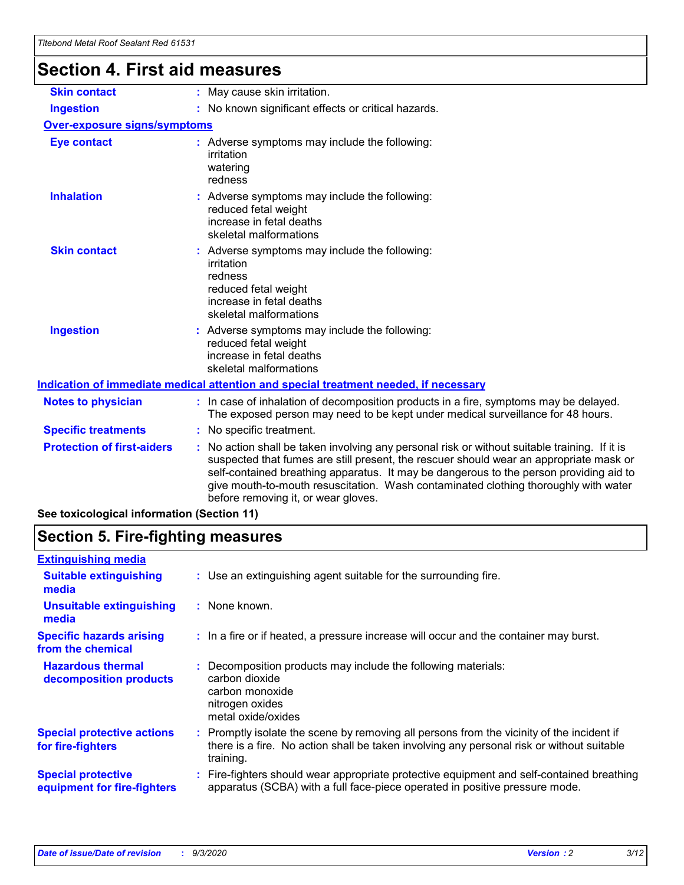# Section 4. First aid measures

| | |
|---|---|
| **Skin contact** | May cause skin irritation. |
| **Ingestion** | No known significant effects or critical hazards. |

**Over-exposure signs/symptoms**

| | |
|---|---|
| **Eye contact** | Adverse symptoms may include the following:<br>irritation<br>watering<br>redness |
| **Inhalation** | Adverse symptoms may include the following:<br>reduced fetal weight<br>increase in fetal deaths<br>skeletal malformations |
| **Skin contact** | Adverse symptoms may include the following:<br>irritation<br>redness<br>reduced fetal weight<br>increase in fetal deaths<br>skeletal malformations |
| **Ingestion** | Adverse symptoms may include the following:<br>reduced fetal weight<br>increase in fetal deaths<br>skeletal malformations |

**Indication of immediate medical attention and special treatment needed, if necessary**

| | |
|---|---|
| **Notes to physician** | In case of inhalation of decomposition products in a fire, symptoms may be delayed. The exposed person may need to be kept under medical surveillance for 48 hours. |
| **Specific treatments** | No specific treatment. |
| **Protection of first-aiders** | No action shall be taken involving any personal risk or without suitable training. If it is suspected that fumes are still present, the rescuer should wear an appropriate mask or self-contained breathing apparatus. It may be dangerous to the person providing aid to give mouth-to-mouth resuscitation. Wash contaminated clothing thoroughly with water before removing it, or wear gloves. |

**See toxicological information (Section 11)**

# Section 5. Fire-fighting measures

**Extinguishing media**

| | |
|---|---|
| **Suitable extinguishing media** | Use an extinguishing agent suitable for the surrounding fire. |
| **Unsuitable extinguishing media** | None known. |
| **Specific hazards arising from the chemical** | In a fire or if heated, a pressure increase will occur and the container may burst. |
| **Hazardous thermal decomposition products** | Decomposition products may include the following materials:<br>carbon dioxide<br>carbon monoxide<br>nitrogen oxides<br>metal oxide/oxides |
| **Special protective actions for fire-fighters** | Promptly isolate the scene by removing all persons from the vicinity of the incident if there is a fire. No action shall be taken involving any personal risk or without suitable training. |
| **Special protective equipment for fire-fighters** | Fire-fighters should wear appropriate protective equipment and self-contained breathing apparatus (SCBA) with a full face-piece operated in positive pressure mode. |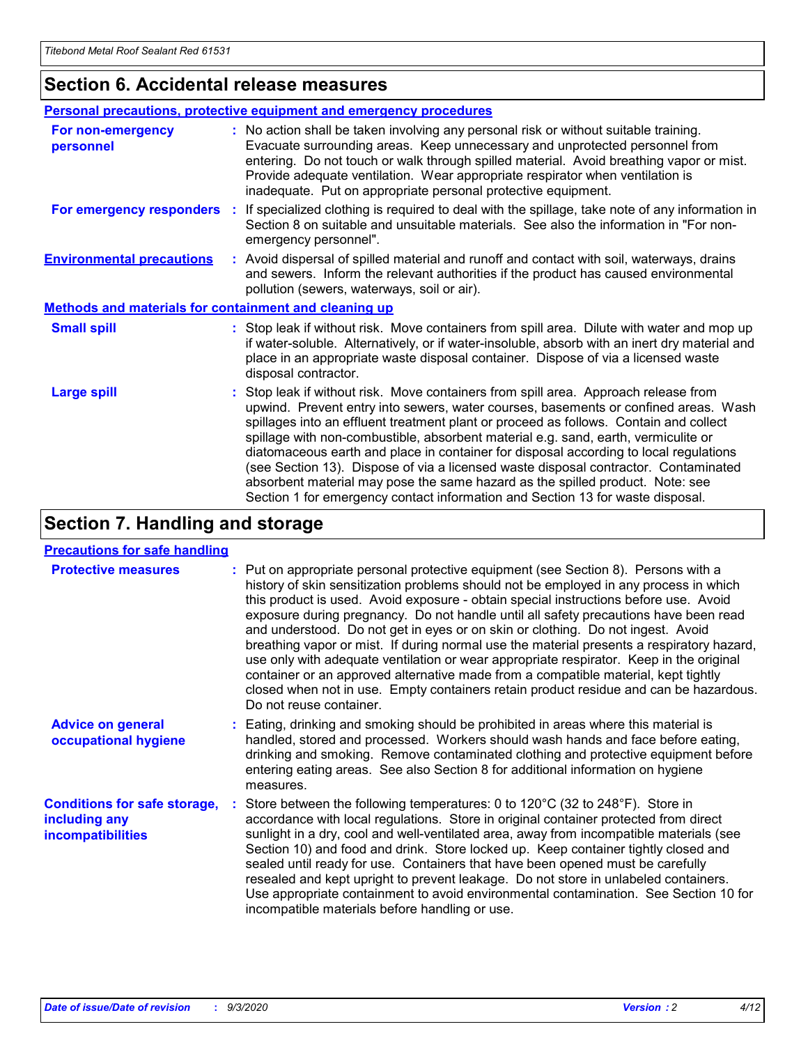## Section 6. Accidental release measures

### Personal precautions, protective equipment and emergency procedures

**For non-emergency personnel** : No action shall be taken involving any personal risk or without suitable training. Evacuate surrounding areas. Keep unnecessary and unprotected personnel from entering. Do not touch or walk through spilled material. Avoid breathing vapor or mist. Provide adequate ventilation. Wear appropriate respirator when ventilation is inadequate. Put on appropriate personal protective equipment.

**For emergency responders** : If specialized clothing is required to deal with the spillage, take note of any information in Section 8 on suitable and unsuitable materials. See also the information in "For non-emergency personnel".

**Environmental precautions** : Avoid dispersal of spilled material and runoff and contact with soil, waterways, drains and sewers. Inform the relevant authorities if the product has caused environmental pollution (sewers, waterways, soil or air).

### Methods and materials for containment and cleaning up

**Small spill** : Stop leak if without risk. Move containers from spill area. Dilute with water and mop up if water-soluble. Alternatively, or if water-insoluble, absorb with an inert dry material and place in an appropriate waste disposal container. Dispose of via a licensed waste disposal contractor.

**Large spill** : Stop leak if without risk. Move containers from spill area. Approach release from upwind. Prevent entry into sewers, water courses, basements or confined areas. Wash spillages into an effluent treatment plant or proceed as follows. Contain and collect spillage with non-combustible, absorbent material e.g. sand, earth, vermiculite or diatomaceous earth and place in container for disposal according to local regulations (see Section 13). Dispose of via a licensed waste disposal contractor. Contaminated absorbent material may pose the same hazard as the spilled product. Note: see Section 1 for emergency contact information and Section 13 for waste disposal.

## Section 7. Handling and storage

### Precautions for safe handling

**Protective measures** : Put on appropriate personal protective equipment (see Section 8). Persons with a history of skin sensitization problems should not be employed in any process in which this product is used. Avoid exposure - obtain special instructions before use. Avoid exposure during pregnancy. Do not handle until all safety precautions have been read and understood. Do not get in eyes or on skin or clothing. Do not ingest. Avoid breathing vapor or mist. If during normal use the material presents a respiratory hazard, use only with adequate ventilation or wear appropriate respirator. Keep in the original container or an approved alternative made from a compatible material, kept tightly closed when not in use. Empty containers retain product residue and can be hazardous. Do not reuse container.

**Advice on general occupational hygiene** : Eating, drinking and smoking should be prohibited in areas where this material is handled, stored and processed. Workers should wash hands and face before eating, drinking and smoking. Remove contaminated clothing and protective equipment before entering eating areas. See also Section 8 for additional information on hygiene measures.

**Conditions for safe storage, including any incompatibilities** : Store between the following temperatures: 0 to 120°C (32 to 248°F). Store in accordance with local regulations. Store in original container protected from direct sunlight in a dry, cool and well-ventilated area, away from incompatible materials (see Section 10) and food and drink. Store locked up. Keep container tightly closed and sealed until ready for use. Containers that have been opened must be carefully resealed and kept upright to prevent leakage. Do not store in unlabeled containers. Use appropriate containment to avoid environmental contamination. See Section 10 for incompatible materials before handling or use.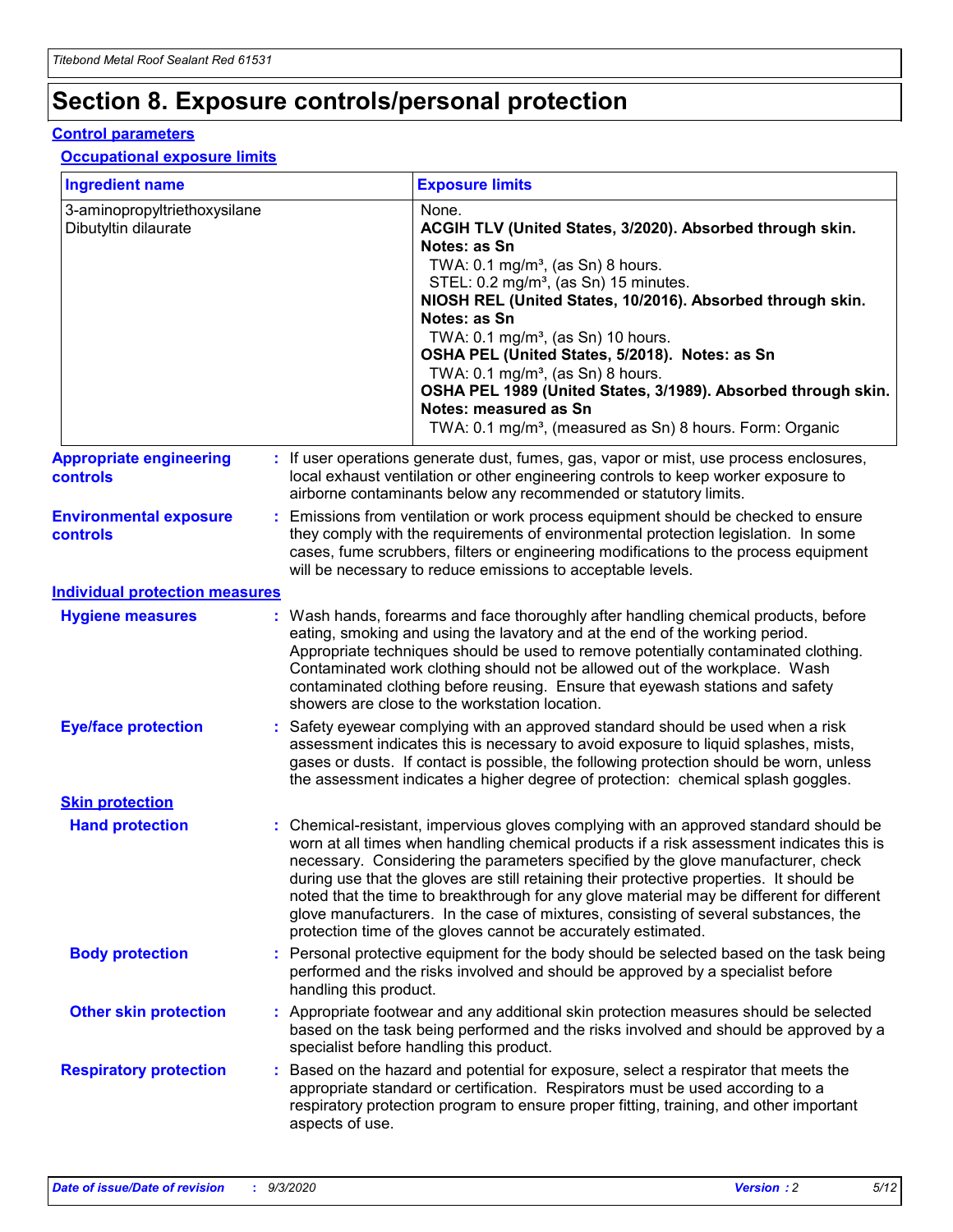# Section 8. Exposure controls/personal protection

## Control parameters

### Occupational exposure limits

| Ingredient name | Exposure limits |
|---|---|
| 3-aminopropyltriethoxysilane | None. |
| Dibutyltin dilaurate | **ACGIH TLV (United States, 3/2020). Absorbed through skin. Notes: as Sn**<br>TWA: 0.1 mg/m³, (as Sn) 8 hours.<br>STEL: 0.2 mg/m³, (as Sn) 15 minutes.<br>**NIOSH REL (United States, 10/2016). Absorbed through skin. Notes: as Sn**<br>TWA: 0.1 mg/m³, (as Sn) 10 hours.<br>**OSHA PEL (United States, 5/2018). Notes: as Sn**<br>TWA: 0.1 mg/m³, (as Sn) 8 hours.<br>**OSHA PEL 1989 (United States, 3/1989). Absorbed through skin. Notes: measured as Sn**<br>TWA: 0.1 mg/m³, (measured as Sn) 8 hours. Form: Organic |

**Appropriate engineering controls** : If user operations generate dust, fumes, gas, vapor or mist, use process enclosures, local exhaust ventilation or other engineering controls to keep worker exposure to airborne contaminants below any recommended or statutory limits.

**Environmental exposure controls** : Emissions from ventilation or work process equipment should be checked to ensure they comply with the requirements of environmental protection legislation. In some cases, fume scrubbers, filters or engineering modifications to the process equipment will be necessary to reduce emissions to acceptable levels.

## Individual protection measures

**Hygiene measures** : Wash hands, forearms and face thoroughly after handling chemical products, before eating, smoking and using the lavatory and at the end of the working period. Appropriate techniques should be used to remove potentially contaminated clothing. Contaminated work clothing should not be allowed out of the workplace. Wash contaminated clothing before reusing. Ensure that eyewash stations and safety showers are close to the workstation location.

**Eye/face protection** : Safety eyewear complying with an approved standard should be used when a risk assessment indicates this is necessary to avoid exposure to liquid splashes, mists, gases or dusts. If contact is possible, the following protection should be worn, unless the assessment indicates a higher degree of protection: chemical splash goggles.

### Skin protection

**Hand protection** : Chemical-resistant, impervious gloves complying with an approved standard should be worn at all times when handling chemical products if a risk assessment indicates this is necessary. Considering the parameters specified by the glove manufacturer, check during use that the gloves are still retaining their protective properties. It should be noted that the time to breakthrough for any glove material may be different for different glove manufacturers. In the case of mixtures, consisting of several substances, the protection time of the gloves cannot be accurately estimated.

**Body protection** : Personal protective equipment for the body should be selected based on the task being performed and the risks involved and should be approved by a specialist before handling this product.

**Other skin protection** : Appropriate footwear and any additional skin protection measures should be selected based on the task being performed and the risks involved and should be approved by a specialist before handling this product.

**Respiratory protection** : Based on the hazard and potential for exposure, select a respirator that meets the appropriate standard or certification. Respirators must be used according to a respiratory protection program to ensure proper fitting, training, and other important aspects of use.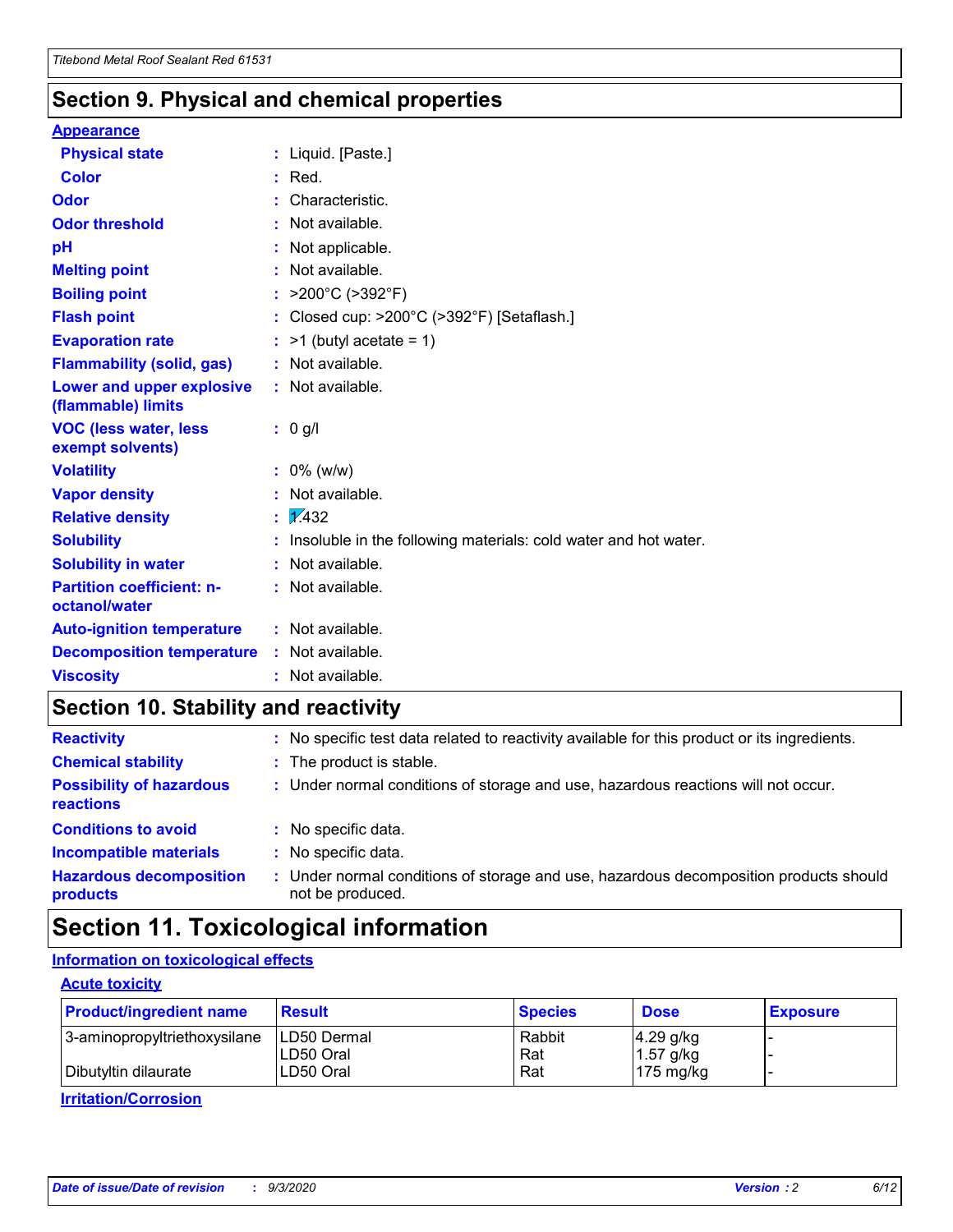## Section 9. Physical and chemical properties

**Appearance**

| | |
|---|---|
| **Physical state** | : Liquid. [Paste.] |
| **Color** | : Red. |
| **Odor** | : Characteristic. |
| **Odor threshold** | : Not available. |
| **pH** | : Not applicable. |
| **Melting point** | : Not available. |
| **Boiling point** | : >200°C (>392°F) |
| **Flash point** | : Closed cup: >200°C (>392°F) [Setaflash.] |
| **Evaporation rate** | : >1 (butyl acetate = 1) |
| **Flammability (solid, gas)** | : Not available. |
| **Lower and upper explosive (flammable) limits** | : Not available. |
| **VOC (less water, less exempt solvents)** | : 0 g/l |
| **Volatility** | : 0% (w/w) |
| **Vapor density** | : Not available. |
| **Relative density** | : 1.432 |
| **Solubility** | : Insoluble in the following materials: cold water and hot water. |
| **Solubility in water** | : Not available. |
| **Partition coefficient: n-octanol/water** | : Not available. |
| **Auto-ignition temperature** | : Not available. |
| **Decomposition temperature** | : Not available. |
| **Viscosity** | : Not available. |

## Section 10. Stability and reactivity

| | |
|---|---|
| **Reactivity** | : No specific test data related to reactivity available for this product or its ingredients. |
| **Chemical stability** | : The product is stable. |
| **Possibility of hazardous reactions** | : Under normal conditions of storage and use, hazardous reactions will not occur. |
| **Conditions to avoid** | : No specific data. |
| **Incompatible materials** | : No specific data. |
| **Hazardous decomposition products** | : Under normal conditions of storage and use, hazardous decomposition products should not be produced. |

## Section 11. Toxicological information

**Information on toxicological effects**

**Acute toxicity**

| Product/ingredient name | Result | Species | Dose | Exposure |
|---|---|---|---|---|
| 3-aminopropyltriethoxysilane | LD50 Dermal | Rabbit | 4.29 g/kg | - |
| | LD50 Oral | Rat | 1.57 g/kg | - |
| Dibutyltin dilaurate | LD50 Oral | Rat | 175 mg/kg | - |

**Irritation/Corrosion**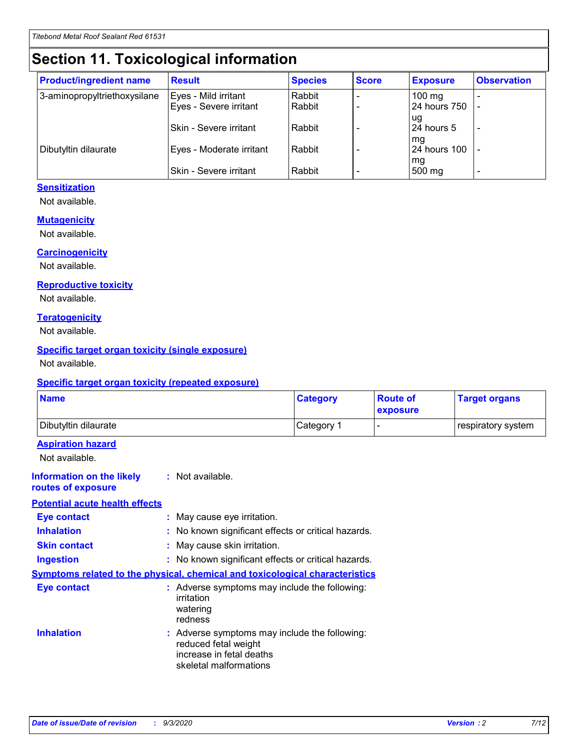# Section 11. Toxicological information

| Product/ingredient name | Result | Species | Score | Exposure | Observation |
|---|---|---|---|---|---|
| 3-aminopropyltriethoxysilane | Eyes - Mild irritant | Rabbit | - | 100 mg | - |
| | Eyes - Severe irritant | Rabbit | - | 24 hours 750 ug | - |
| | Skin - Severe irritant | Rabbit | - | 24 hours 5 mg | - |
| Dibutyltin dilaurate | Eyes - Moderate irritant | Rabbit | - | 24 hours 100 mg | - |
| | Skin - Severe irritant | Rabbit | - | 500 mg | - |

### Sensitization

Not available.

### Mutagenicity

Not available.

### Carcinogenicity

Not available.

### Reproductive toxicity

Not available.

### Teratogenicity

Not available.

### Specific target organ toxicity (single exposure)

Not available.

### Specific target organ toxicity (repeated exposure)

| Name | Category | Route of exposure | Target organs |
|---|---|---|---|
| Dibutyltin dilaurate | Category 1 | - | respiratory system |

### Aspiration hazard

Not available.

**Information on the likely routes of exposure** : Not available.

### Potential acute health effects

**Eye contact** : May cause eye irritation.

**Inhalation** : No known significant effects or critical hazards.

**Skin contact** : May cause skin irritation.

**Ingestion** : No known significant effects or critical hazards.

### Symptoms related to the physical, chemical and toxicological characteristics

**Eye contact** : Adverse symptoms may include the following:
irritation
watering
redness

**Inhalation** : Adverse symptoms may include the following:
reduced fetal weight
increase in fetal deaths
skeletal malformations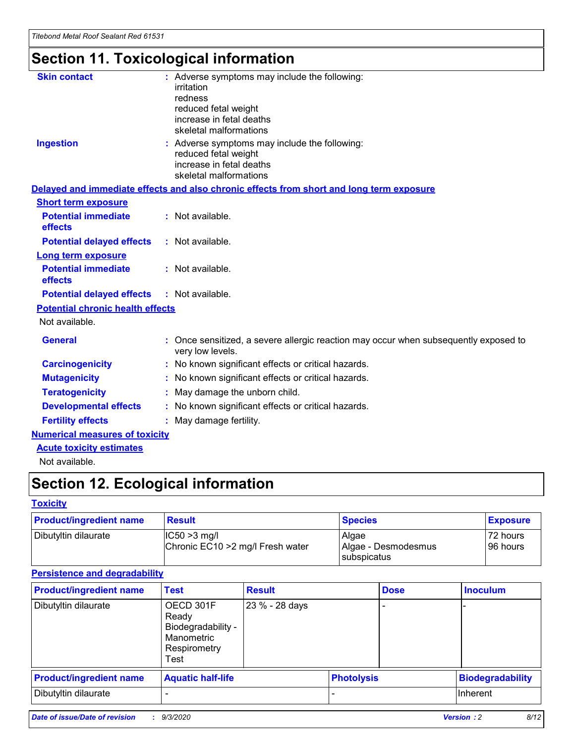# Section 11. Toxicological information

**Skin contact** : Adverse symptoms may include the following:
irritation
redness
reduced fetal weight
increase in fetal deaths
skeletal malformations

**Ingestion** : Adverse symptoms may include the following:
reduced fetal weight
increase in fetal deaths
skeletal malformations

**Delayed and immediate effects and also chronic effects from short and long term exposure**

**Short term exposure**

**Potential immediate effects** : Not available.

**Potential delayed effects** : Not available.

**Long term exposure**

**Potential immediate effects** : Not available.

**Potential delayed effects** : Not available.

**Potential chronic health effects**

Not available.

**General** : Once sensitized, a severe allergic reaction may occur when subsequently exposed to very low levels.

**Carcinogenicity** : No known significant effects or critical hazards.

**Mutagenicity** : No known significant effects or critical hazards.

**Teratogenicity** : May damage the unborn child.

**Developmental effects** : No known significant effects or critical hazards.

**Fertility effects** : May damage fertility.

**Numerical measures of toxicity**

**Acute toxicity estimates**

Not available.

# Section 12. Ecological information

**Toxicity**

| Product/ingredient name | Result | Species | Exposure |
|---|---|---|---|
| Dibutyltin dilaurate | IC50 >3 mg/l<br>Chronic EC10 >2 mg/l Fresh water | Algae<br>Algae - Desmodesmus subspicatus | 72 hours<br>96 hours |

**Persistence and degradability**

| Product/ingredient name | Test | Result | Dose | Inoculum |
|---|---|---|---|---|
| Dibutyltin dilaurate | OECD 301F Ready Biodegradability - Manometric Respirometry Test | 23 % - 28 days | - | - |

| Product/ingredient name | Aquatic half-life | Photolysis | Biodegradability |
|---|---|---|---|
| Dibutyltin dilaurate | - | - | Inherent |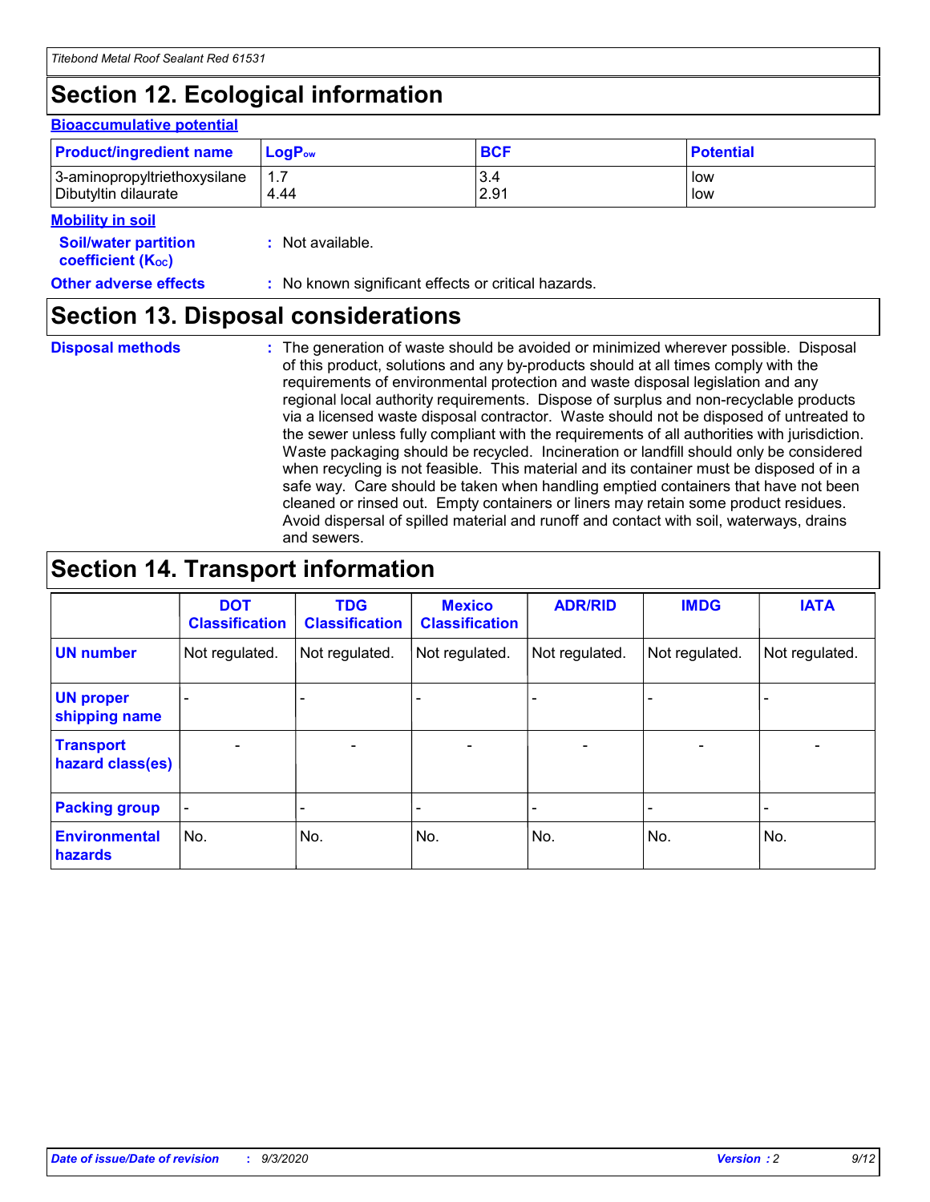# Section 12. Ecological information

**Bioaccumulative potential**

| Product/ingredient name | $LogP_{ow}$ | BCF | Potential |
|---|---|---|---|
| 3-aminopropyltriethoxysilane | 1.7 | 3.4 | low |
| Dibutyltin dilaurate | 4.44 | 2.91 | low |

**Mobility in soil**

**Soil/water partition coefficient ($K_{OC}$)** : Not available.

**Other adverse effects** : No known significant effects or critical hazards.

# Section 13. Disposal considerations

**Disposal methods** : The generation of waste should be avoided or minimized wherever possible. Disposal of this product, solutions and any by-products should at all times comply with the requirements of environmental protection and waste disposal legislation and any regional local authority requirements. Dispose of surplus and non-recyclable products via a licensed waste disposal contractor. Waste should not be disposed of untreated to the sewer unless fully compliant with the requirements of all authorities with jurisdiction. Waste packaging should be recycled. Incineration or landfill should only be considered when recycling is not feasible. This material and its container must be disposed of in a safe way. Care should be taken when handling emptied containers that have not been cleaned or rinsed out. Empty containers or liners may retain some product residues. Avoid dispersal of spilled material and runoff and contact with soil, waterways, drains and sewers.

# Section 14. Transport information

| | DOT Classification | TDG Classification | Mexico Classification | ADR/RID | IMDG | IATA |
|---|---|---|---|---|---|---|
| **UN number** | Not regulated. | Not regulated. | Not regulated. | Not regulated. | Not regulated. | Not regulated. |
| **UN proper shipping name** | - | - | - | - | - | - |
| **Transport hazard class(es)** | - | - | - | - | - | - |
| **Packing group** | - | - | - | - | - | - |
| **Environmental hazards** | No. | No. | No. | No. | No. | No. |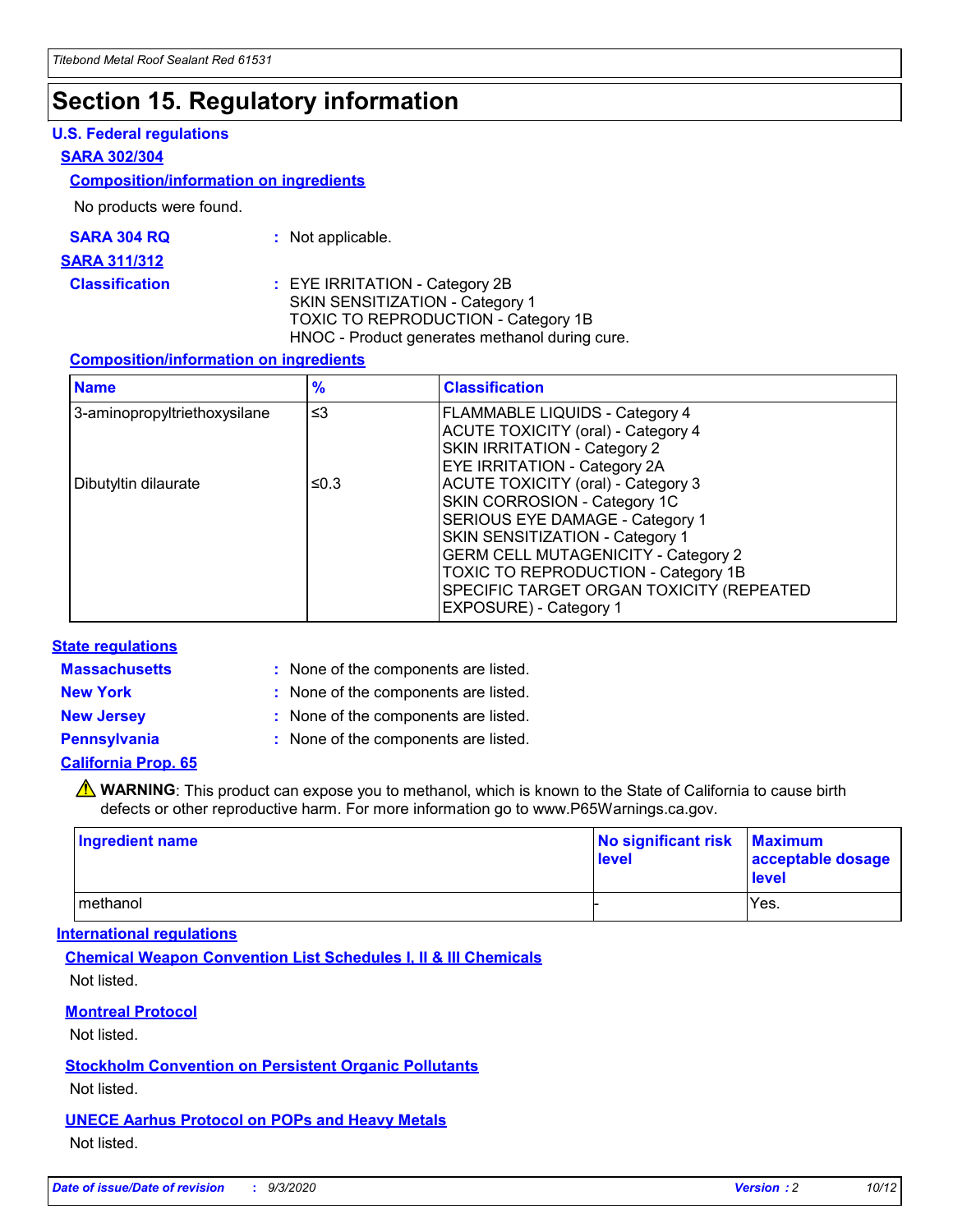# Section 15. Regulatory information

### U.S. Federal regulations

**SARA 302/304**

**Composition/information on ingredients**

No products were found.

**SARA 304 RQ** : Not applicable.

**SARA 311/312**

**Classification** : EYE IRRITATION - Category 2B
SKIN SENSITIZATION - Category 1
TOXIC TO REPRODUCTION - Category 1B
HNOC - Product generates methanol during cure.

**Composition/information on ingredients**

| Name | % | Classification |
|---|---|---|
| 3-aminopropyltriethoxysilane | ≤3 | FLAMMABLE LIQUIDS - Category 4<br>ACUTE TOXICITY (oral) - Category 4<br>SKIN IRRITATION - Category 2<br>EYE IRRITATION - Category 2A |
| Dibutyltin dilaurate | ≤0.3 | ACUTE TOXICITY (oral) - Category 3<br>SKIN CORROSION - Category 1C<br>SERIOUS EYE DAMAGE - Category 1<br>SKIN SENSITIZATION - Category 1<br>GERM CELL MUTAGENICITY - Category 2<br>TOXIC TO REPRODUCTION - Category 1B<br>SPECIFIC TARGET ORGAN TOXICITY (REPEATED EXPOSURE) - Category 1 |

### State regulations

**Massachusetts** : None of the components are listed.

**New York** : None of the components are listed.

**New Jersey** : None of the components are listed.

**Pennsylvania** : None of the components are listed.

**California Prop. 65**

⚠ **WARNING**: This product can expose you to methanol, which is known to the State of California to cause birth defects or other reproductive harm. For more information go to www.P65Warnings.ca.gov.

| Ingredient name | No significant risk level | Maximum acceptable dosage level |
|---|---|---|
| methanol | - | Yes. |

### International regulations

**Chemical Weapon Convention List Schedules I, II & III Chemicals**

Not listed.

**Montreal Protocol**

Not listed.

**Stockholm Convention on Persistent Organic Pollutants**

Not listed.

**UNECE Aarhus Protocol on POPs and Heavy Metals**

Not listed.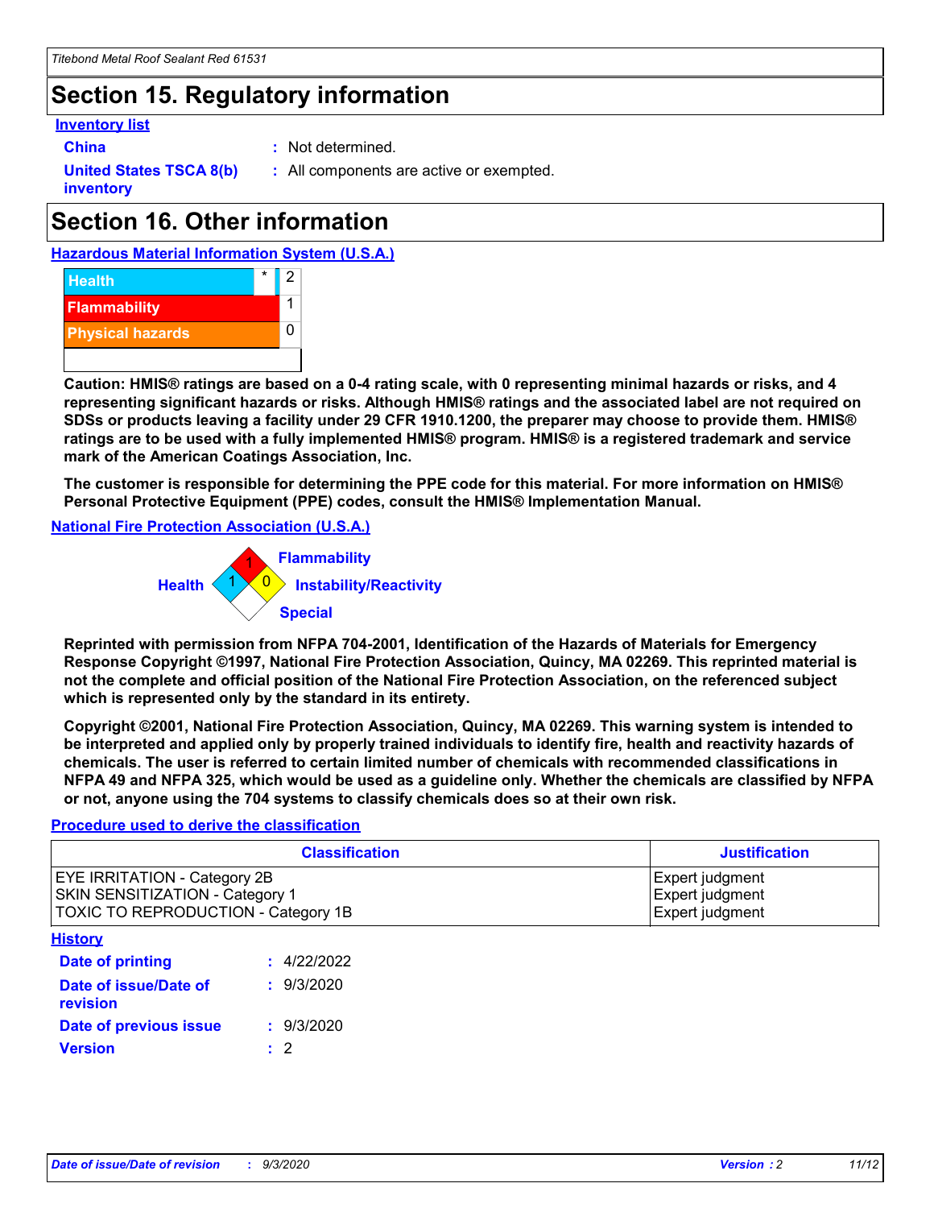## Section 15. Regulatory information

**Inventory list**

**China** : Not determined.

**United States TSCA 8(b) inventory** : All components are active or exempted.

## Section 16. Other information

**Hazardous Material Information System (U.S.A.)**

| | | |
|---|---|---|
| Health | * | 2 |
| Flammability | | 1 |
| Physical hazards | | 0 |

**Caution: HMIS® ratings are based on a 0-4 rating scale, with 0 representing minimal hazards or risks, and 4 representing significant hazards or risks. Although HMIS® ratings and the associated label are not required on SDSs or products leaving a facility under 29 CFR 1910.1200, the preparer may choose to provide them. HMIS® ratings are to be used with a fully implemented HMIS® program. HMIS® is a registered trademark and service mark of the American Coatings Association, Inc.**

**The customer is responsible for determining the PPE code for this material. For more information on HMIS® Personal Protective Equipment (PPE) codes, consult the HMIS® Implementation Manual.**

**National Fire Protection Association (U.S.A.)**

Flammability: 1
Health: 1
Instability/Reactivity: 0
Special:

**Reprinted with permission from NFPA 704-2001, Identification of the Hazards of Materials for Emergency Response Copyright ©1997, National Fire Protection Association, Quincy, MA 02269. This reprinted material is not the complete and official position of the National Fire Protection Association, on the referenced subject which is represented only by the standard in its entirety.**

**Copyright ©2001, National Fire Protection Association, Quincy, MA 02269. This warning system is intended to be interpreted and applied only by properly trained individuals to identify fire, health and reactivity hazards of chemicals. The user is referred to certain limited number of chemicals with recommended classifications in NFPA 49 and NFPA 325, which would be used as a guideline only. Whether the chemicals are classified by NFPA or not, anyone using the 704 systems to classify chemicals does so at their own risk.**

**Procedure used to derive the classification**

| Classification | Justification |
|---|---|
| EYE IRRITATION - Category 2B | Expert judgment |
| SKIN SENSITIZATION - Category 1 | Expert judgment |
| TOXIC TO REPRODUCTION - Category 1B | Expert judgment |

**History**

**Date of printing** : 4/22/2022

**Date of issue/Date of revision** : 9/3/2020

**Date of previous issue** : 9/3/2020

**Version** : 2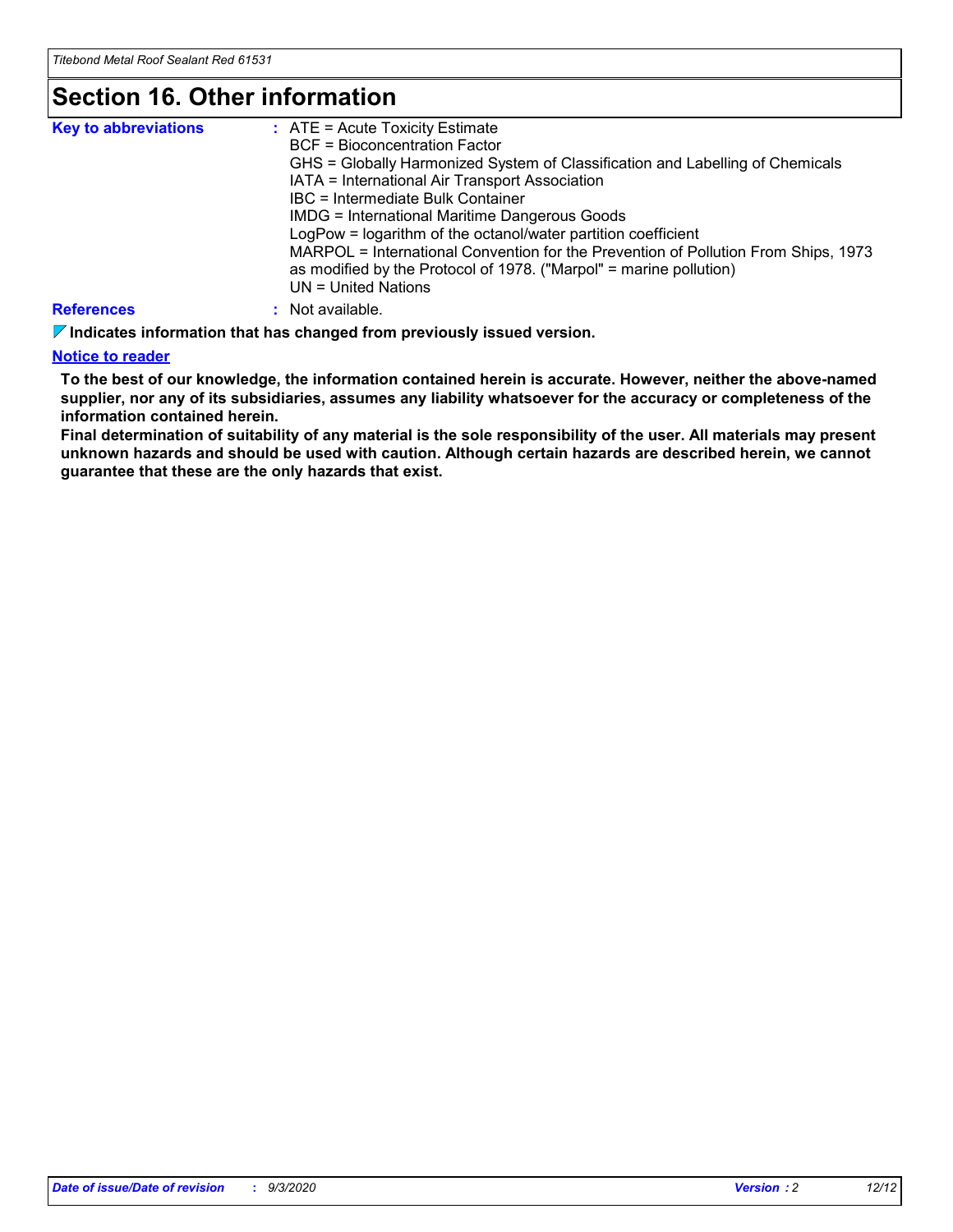# Section 16. Other information

**Key to abbreviations** : ATE = Acute Toxicity Estimate
BCF = Bioconcentration Factor
GHS = Globally Harmonized System of Classification and Labelling of Chemicals
IATA = International Air Transport Association
IBC = Intermediate Bulk Container
IMDG = International Maritime Dangerous Goods
LogPow = logarithm of the octanol/water partition coefficient
MARPOL = International Convention for the Prevention of Pollution From Ships, 1973 as modified by the Protocol of 1978. ("Marpol" = marine pollution)
UN = United Nations

**References** : Not available.

**Indicates information that has changed from previously issued version.**

**Notice to reader**

**To the best of our knowledge, the information contained herein is accurate. However, neither the above-named supplier, nor any of its subsidiaries, assumes any liability whatsoever for the accuracy or completeness of the information contained herein.**

**Final determination of suitability of any material is the sole responsibility of the user. All materials may present unknown hazards and should be used with caution. Although certain hazards are described herein, we cannot guarantee that these are the only hazards that exist.**